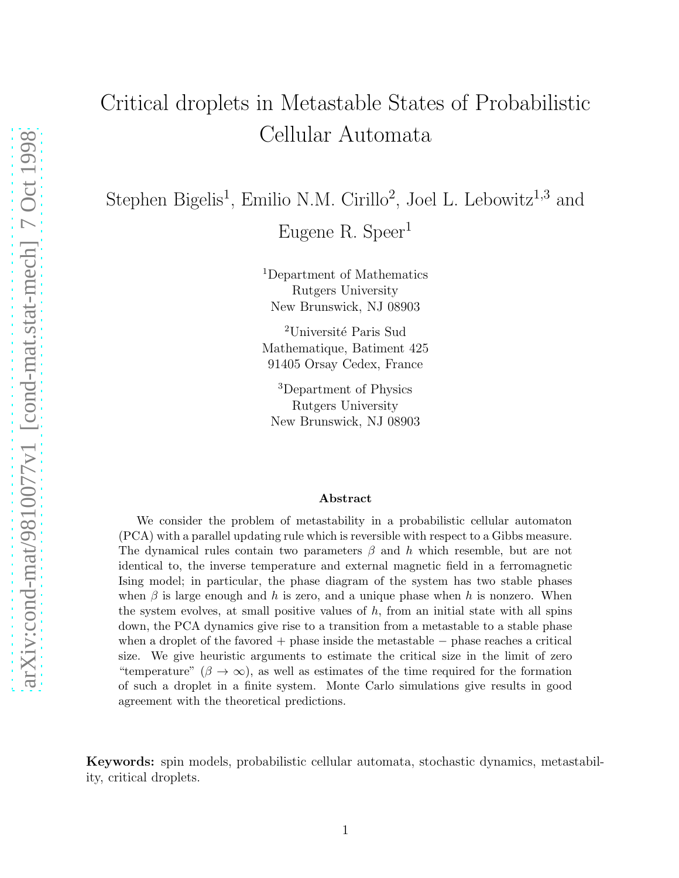# Critical droplets in Metastable States of Probabilistic Cellular Automata

Stephen Bigelis[1], Emilio N.M. Cirillo[2], Joel L. Lebowitz[1,3] and Eugene R. Speer[1]

[1]Department of Mathematics
Rutgers University
New Brunswick, NJ 08903

[2]Université Paris Sud
Mathematique, Batiment 425
91405 Orsay Cedex, France

[3]Department of Physics
Rutgers University
New Brunswick, NJ 08903

**Abstract**

We consider the problem of metastability in a probabilistic cellular automaton (PCA) with a parallel updating rule which is reversible with respect to a Gibbs measure. The dynamical rules contain two parameters $\beta$ and $h$ which resemble, but are not identical to, the inverse temperature and external magnetic field in a ferromagnetic Ising model; in particular, the phase diagram of the system has two stable phases when $\beta$ is large enough and $h$ is zero, and a unique phase when $h$ is nonzero. When the system evolves, at small positive values of $h$, from an initial state with all spins down, the PCA dynamics give rise to a transition from a metastable to a stable phase when a droplet of the favored $+$ phase inside the metastable $-$ phase reaches a critical size. We give heuristic arguments to estimate the critical size in the limit of zero "temperature" ($\beta \to \infty$), as well as estimates of the time required for the formation of such a droplet in a finite system. Monte Carlo simulations give results in good agreement with the theoretical predictions.

**Keywords:** spin models, probabilistic cellular automata, stochastic dynamics, metastability, critical droplets.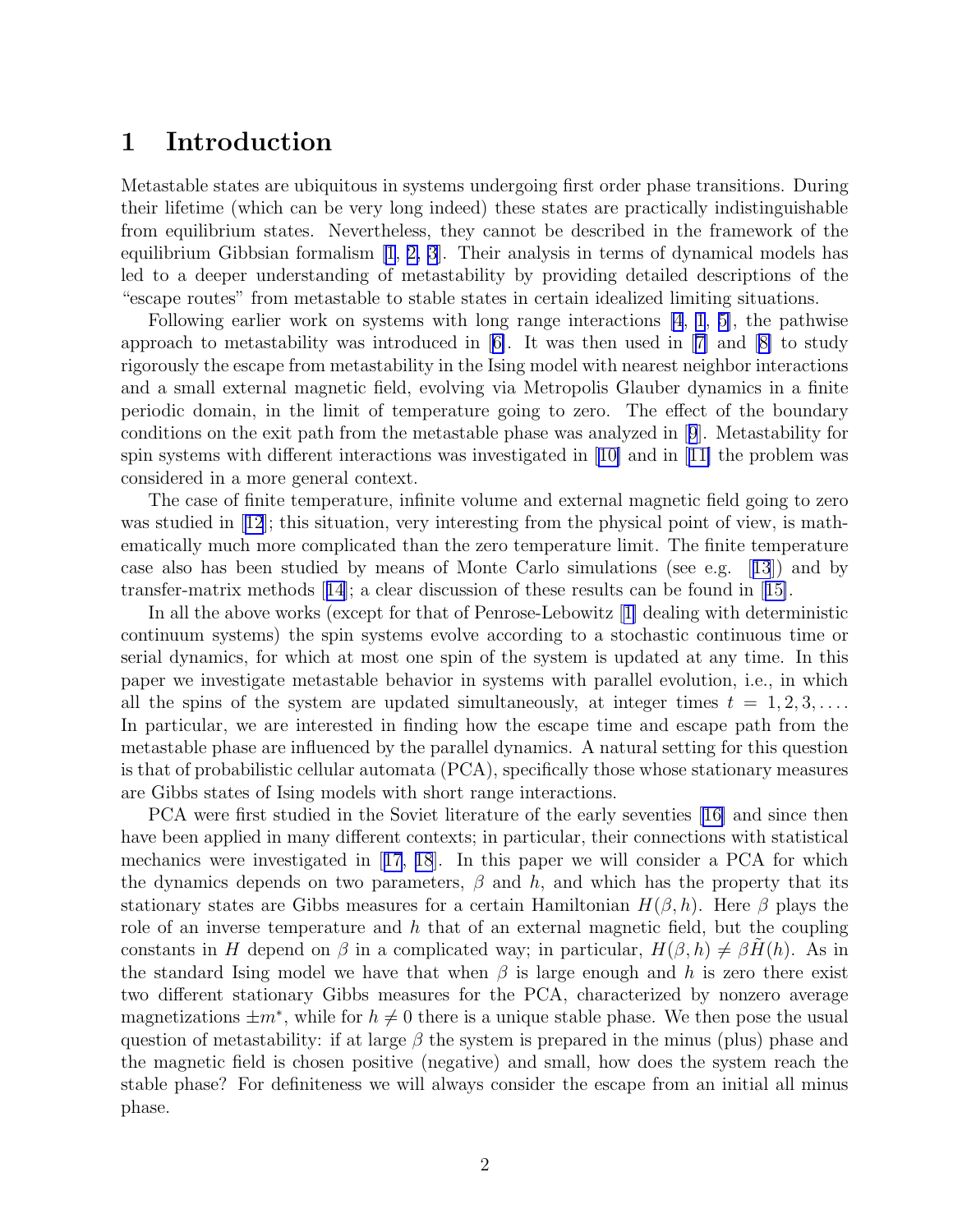# 1 Introduction

Metastable states are ubiquitous in systems undergoing first order phase transitions. During their lifetime (which can be very long indeed) these states are practically indistinguishable from equilibrium states. Nevertheless, they cannot be described in the framework of the equilibrium Gibbsian formalism [1, 2, 3]. Their analysis in terms of dynamical models has led to a deeper understanding of metastability by providing detailed descriptions of the "escape routes" from metastable to stable states in certain idealized limiting situations.

Following earlier work on systems with long range interactions [4, 1, 5], the pathwise approach to metastability was introduced in [6]. It was then used in [7] and [8] to study rigorously the escape from metastability in the Ising model with nearest neighbor interactions and a small external magnetic field, evolving via Metropolis Glauber dynamics in a finite periodic domain, in the limit of temperature going to zero. The effect of the boundary conditions on the exit path from the metastable phase was analyzed in [9]. Metastability for spin systems with different interactions was investigated in [10] and in [11] the problem was considered in a more general context.

The case of finite temperature, infinite volume and external magnetic field going to zero was studied in [12]; this situation, very interesting from the physical point of view, is mathematically much more complicated than the zero temperature limit. The finite temperature case also has been studied by means of Monte Carlo simulations (see e.g. [13]) and by transfer-matrix methods [14]; a clear discussion of these results can be found in [15].

In all the above works (except for that of Penrose-Lebowitz [1] dealing with deterministic continuum systems) the spin systems evolve according to a stochastic continuous time or serial dynamics, for which at most one spin of the system is updated at any time. In this paper we investigate metastable behavior in systems with parallel evolution, i.e., in which all the spins of the system are updated simultaneously, at integer times $t = 1, 2, 3, \ldots$. In particular, we are interested in finding how the escape time and escape path from the metastable phase are influenced by the parallel dynamics. A natural setting for this question is that of probabilistic cellular automata (PCA), specifically those whose stationary measures are Gibbs states of Ising models with short range interactions.

PCA were first studied in the Soviet literature of the early seventies [16] and since then have been applied in many different contexts; in particular, their connections with statistical mechanics were investigated in [17, 18]. In this paper we will consider a PCA for which the dynamics depends on two parameters, $\beta$ and $h$, and which has the property that its stationary states are Gibbs measures for a certain Hamiltonian $H(\beta, h)$. Here $\beta$ plays the role of an inverse temperature and $h$ that of an external magnetic field, but the coupling constants in $H$ depend on $\beta$ in a complicated way; in particular, $H(\beta, h) \neq \beta \tilde{H}(h)$. As in the standard Ising model we have that when $\beta$ is large enough and $h$ is zero there exist two different stationary Gibbs measures for the PCA, characterized by nonzero average magnetizations $\pm m^*$, while for $h \neq 0$ there is a unique stable phase. We then pose the usual question of metastability: if at large $\beta$ the system is prepared in the minus (plus) phase and the magnetic field is chosen positive (negative) and small, how does the system reach the stable phase? For definiteness we will always consider the escape from an initial all minus phase.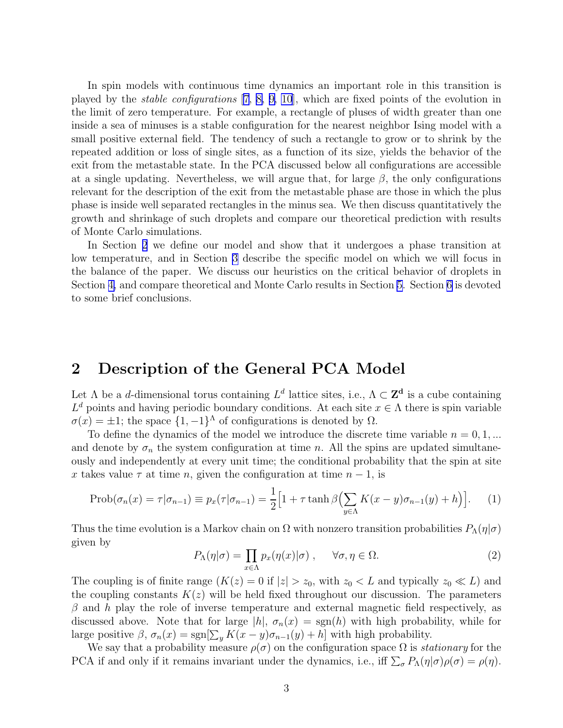In spin models with continuous time dynamics an important role in this transition is played by the *stable configurations* [7, 8, 9, 10], which are fixed points of the evolution in the limit of zero temperature. For example, a rectangle of pluses of width greater than one inside a sea of minuses is a stable configuration for the nearest neighbor Ising model with a small positive external field. The tendency of such a rectangle to grow or to shrink by the repeated addition or loss of single sites, as a function of its size, yields the behavior of the exit from the metastable state. In the PCA discussed below all configurations are accessible at a single updating. Nevertheless, we will argue that, for large $\beta$, the only configurations relevant for the description of the exit from the metastable phase are those in which the plus phase is inside well separated rectangles in the minus sea. We then discuss quantitatively the growth and shrinkage of such droplets and compare our theoretical prediction with results of Monte Carlo simulations.

In Section 2 we define our model and show that it undergoes a phase transition at low temperature, and in Section 3 describe the specific model on which we will focus in the balance of the paper. We discuss our heuristics on the critical behavior of droplets in Section 4, and compare theoretical and Monte Carlo results in Section 5. Section 6 is devoted to some brief conclusions.

## 2 Description of the General PCA Model

Let $\Lambda$ be a $d$-dimensional torus containing $L^d$ lattice sites, i.e., $\Lambda \subset \mathbf{Z^d}$ is a cube containing $L^d$ points and having periodic boundary conditions. At each site $x \in \Lambda$ there is spin variable $\sigma(x) = \pm 1$; the space $\{1, -1\}^\Lambda$ of configurations is denoted by $\Omega$.

To define the dynamics of the model we introduce the discrete time variable $n = 0, 1, ...$ and denote by $\sigma_n$ the system configuration at time $n$. All the spins are updated simultaneously and independently at every unit time; the conditional probability that the spin at site $x$ takes value $\tau$ at time $n$, given the configuration at time $n-1$, is

$$\mathrm{Prob}(\sigma_n(x) = \tau | \sigma_{n-1}) \equiv p_x(\tau|\sigma_{n-1}) = \frac{1}{2}\Big[1 + \tau \tanh \beta \Big( \sum_{y \in \Lambda} K(x-y)\sigma_{n-1}(y) + h \Big)\Big]. \qquad (1)$$

Thus the time evolution is a Markov chain on $\Omega$ with nonzero transition probabilities $P_\Lambda(\eta|\sigma)$ given by

$$P_\Lambda(\eta|\sigma) = \prod_{x \in \Lambda} p_x(\eta(x)|\sigma) \;, \qquad \forall \sigma, \eta \in \Omega. \qquad (2)$$

The coupling is of finite range ($K(z) = 0$ if $|z| > z_0$, with $z_0 < L$ and typically $z_0 \ll L$) and the coupling constants $K(z)$ will be held fixed throughout our discussion. The parameters $\beta$ and $h$ play the role of inverse temperature and external magnetic field respectively, as discussed above. Note that for large $|h|$, $\sigma_n(x) = \mathrm{sgn}(h)$ with high probability, while for large positive $\beta$, $\sigma_n(x) = \mathrm{sgn}[\sum_y K(x-y)\sigma_{n-1}(y) + h]$ with high probability.

We say that a probability measure $\rho(\sigma)$ on the configuration space $\Omega$ is *stationary* for the PCA if and only if it remains invariant under the dynamics, i.e., iff $\sum_\sigma P_\Lambda(\eta|\sigma)\rho(\sigma) = \rho(\eta)$.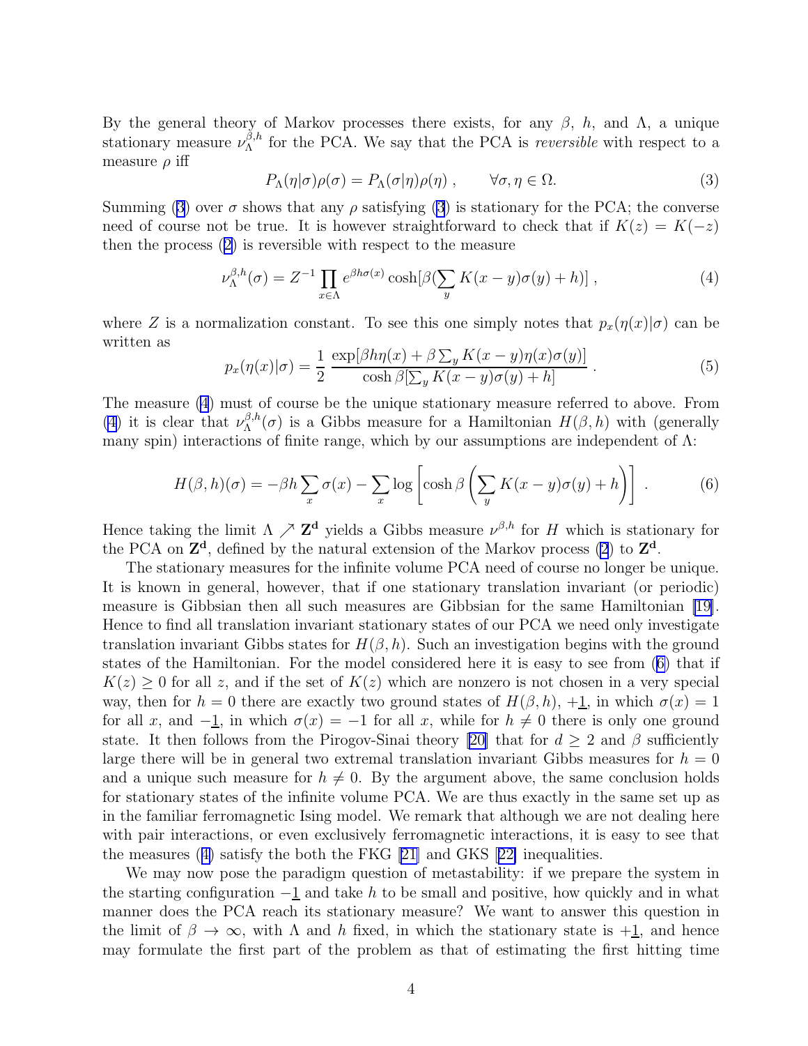By the general theory of Markov processes there exists, for any $\beta$, $h$, and $\Lambda$, a unique stationary measure $\nu_\Lambda^{\beta,h}$ for the PCA. We say that the PCA is *reversible* with respect to a measure $\rho$ iff

$$P_\Lambda(\eta|\sigma)\rho(\sigma) = P_\Lambda(\sigma|\eta)\rho(\eta) \ , \qquad \forall \sigma, \eta \in \Omega. \tag{3}$$

Summing (3) over $\sigma$ shows that any $\rho$ satisfying (3) is stationary for the PCA; the converse need of course not be true. It is however straightforward to check that if $K(z) = K(-z)$ then the process (2) is reversible with respect to the measure

$$\nu_\Lambda^{\beta,h}(\sigma) = Z^{-1} \prod_{x\in\Lambda} e^{\beta h \sigma(x)} \cosh[\beta(\sum_y K(x-y)\sigma(y) + h)] \ , \tag{4}$$

where $Z$ is a normalization constant. To see this one simply notes that $p_x(\eta(x)|\sigma)$ can be written as

$$p_x(\eta(x)|\sigma) = \frac{1}{2} \, \frac{\exp[\beta h \eta(x) + \beta \sum_y K(x-y)\eta(x)\sigma(y)]}{\cosh \beta[\sum_y K(x-y)\sigma(y) + h]} \ . \tag{5}$$

The measure (4) must of course be the unique stationary measure referred to above. From (4) it is clear that $\nu_\Lambda^{\beta,h}(\sigma)$ is a Gibbs measure for a Hamiltonian $H(\beta,h)$ with (generally many spin) interactions of finite range, which by our assumptions are independent of $\Lambda$:

$$H(\beta,h)(\sigma) = -\beta h \sum_x \sigma(x) - \sum_x \log\left[\cosh \beta \left(\sum_y K(x-y)\sigma(y) + h\right)\right] \ . \tag{6}$$

Hence taking the limit $\Lambda \nearrow \mathbf{Z^d}$ yields a Gibbs measure $\nu^{\beta,h}$ for $H$ which is stationary for the PCA on $\mathbf{Z^d}$, defined by the natural extension of the Markov process (2) to $\mathbf{Z^d}$.

The stationary measures for the infinite volume PCA need of course no longer be unique. It is known in general, however, that if one stationary translation invariant (or periodic) measure is Gibbsian then all such measures are Gibbsian for the same Hamiltonian [19]. Hence to find all translation invariant stationary states of our PCA we need only investigate translation invariant Gibbs states for $H(\beta,h)$. Such an investigation begins with the ground states of the Hamiltonian. For the model considered here it is easy to see from (6) that if $K(z) \geq 0$ for all $z$, and if the set of $K(z)$ which are nonzero is not chosen in a very special way, then for $h = 0$ there are exactly two ground states of $H(\beta,h)$, $+\underline{1}$, in which $\sigma(x) = 1$ for all $x$, and $-\underline{1}$, in which $\sigma(x) = -1$ for all $x$, while for $h \neq 0$ there is only one ground state. It then follows from the Pirogov-Sinai theory [20] that for $d \geq 2$ and $\beta$ sufficiently large there will be in general two extremal translation invariant Gibbs measures for $h = 0$ and a unique such measure for $h \neq 0$. By the argument above, the same conclusion holds for stationary states of the infinite volume PCA. We are thus exactly in the same set up as in the familiar ferromagnetic Ising model. We remark that although we are not dealing here with pair interactions, or even exclusively ferromagnetic interactions, it is easy to see that the measures (4) satisfy the both the FKG [21] and GKS [22] inequalities.

We may now pose the paradigm question of metastability: if we prepare the system in the starting configuration $-\underline{1}$ and take $h$ to be small and positive, how quickly and in what manner does the PCA reach its stationary measure? We want to answer this question in the limit of $\beta \to \infty$, with $\Lambda$ and $h$ fixed, in which the stationary state is $+\underline{1}$, and hence may formulate the first part of the problem as that of estimating the first hitting time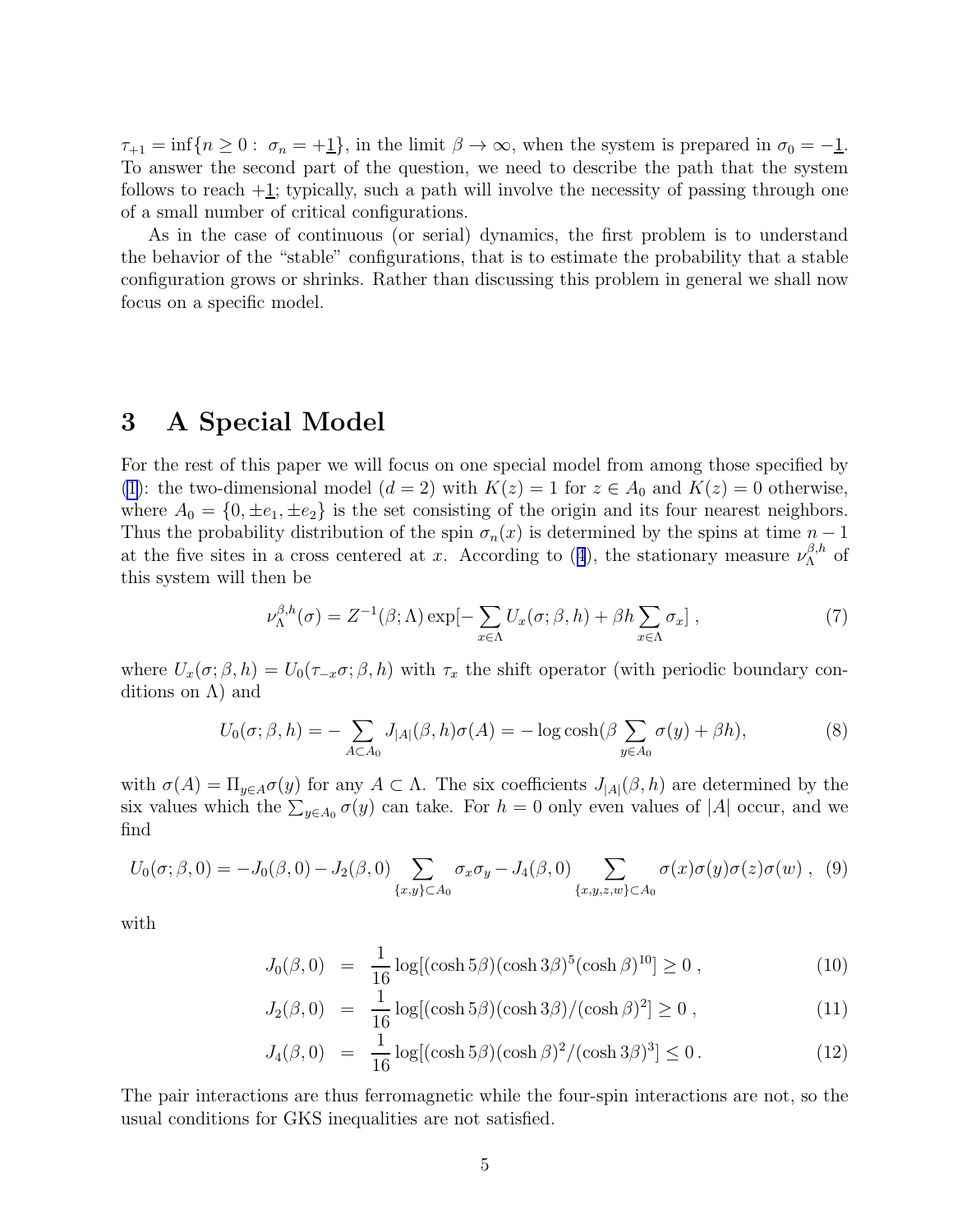$\tau_{+1} = \inf\{n \geq 0 : \sigma_n = +\underline{1}\}$, in the limit $\beta \to \infty$, when the system is prepared in $\sigma_0 = -\underline{1}$. To answer the second part of the question, we need to describe the path that the system follows to reach $+\underline{1}$; typically, such a path will involve the necessity of passing through one of a small number of critical configurations.

As in the case of continuous (or serial) dynamics, the first problem is to understand the behavior of the "stable" configurations, that is to estimate the probability that a stable configuration grows or shrinks. Rather than discussing this problem in general we shall now focus on a specific model.

# 3 A Special Model

For the rest of this paper we will focus on one special model from among those specified by (1): the two-dimensional model ($d = 2$) with $K(z) = 1$ for $z \in A_0$ and $K(z) = 0$ otherwise, where $A_0 = \{0, \pm e_1, \pm e_2\}$ is the set consisting of the origin and its four nearest neighbors. Thus the probability distribution of the spin $\sigma_n(x)$ is determined by the spins at time $n-1$ at the five sites in a cross centered at $x$. According to (4), the stationary measure $\nu_\Lambda^{\beta,h}$ of this system will then be

$$\nu_\Lambda^{\beta,h}(\sigma) = Z^{-1}(\beta;\Lambda) \exp[-\sum_{x\in\Lambda} U_x(\sigma;\beta,h) + \beta h \sum_{x\in\Lambda} \sigma_x] \;, \tag{7}$$

where $U_x(\sigma;\beta,h) = U_0(\tau_{-x}\sigma;\beta,h)$ with $\tau_x$ the shift operator (with periodic boundary conditions on $\Lambda$) and

$$U_0(\sigma;\beta,h) = -\sum_{A\subset A_0} J_{|A|}(\beta,h)\sigma(A) = -\log\cosh(\beta \sum_{y\in A_0} \sigma(y) + \beta h), \tag{8}$$

with $\sigma(A) = \Pi_{y\in A}\sigma(y)$ for any $A \subset \Lambda$. The six coefficients $J_{|A|}(\beta,h)$ are determined by the six values which the $\sum_{y\in A_0} \sigma(y)$ can take. For $h = 0$ only even values of $|A|$ occur, and we find

$$U_0(\sigma;\beta,0) = -J_0(\beta,0) - J_2(\beta,0) \sum_{\{x,y\}\subset A_0} \sigma_x\sigma_y - J_4(\beta,0) \sum_{\{x,y,z,w\}\subset A_0} \sigma(x)\sigma(y)\sigma(z)\sigma(w) \;, \tag{9}$$

with

$$J_0(\beta,0) = \frac{1}{16}\log[(\cosh 5\beta)(\cosh 3\beta)^5(\cosh\beta)^{10}] \geq 0 \;, \tag{10}$$

$$J_2(\beta,0) = \frac{1}{16}\log[(\cosh 5\beta)(\cosh 3\beta)/(\cosh\beta)^2] \geq 0 \;, \tag{11}$$

$$J_4(\beta,0) = \frac{1}{16}\log[(\cosh 5\beta)(\cosh\beta)^2/(\cosh 3\beta)^3] \leq 0 \,. \tag{12}$$

The pair interactions are thus ferromagnetic while the four-spin interactions are not, so the usual conditions for GKS inequalities are not satisfied.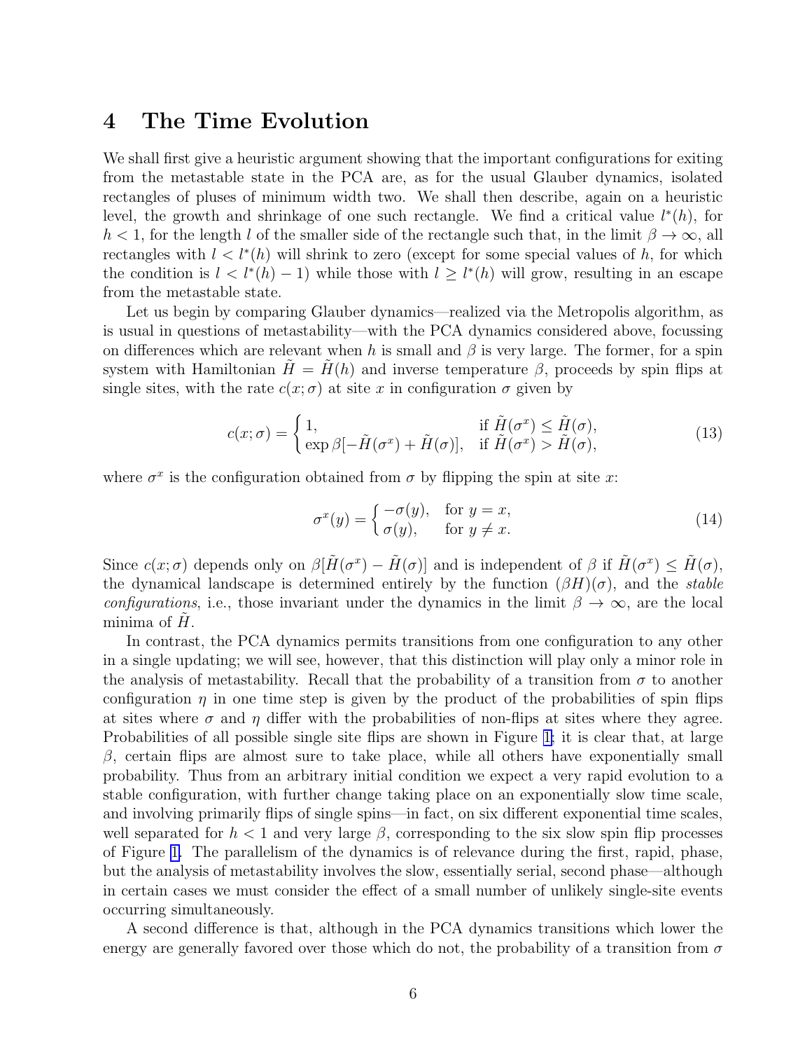# 4 The Time Evolution

We shall first give a heuristic argument showing that the important configurations for exiting from the metastable state in the PCA are, as for the usual Glauber dynamics, isolated rectangles of pluses of minimum width two. We shall then describe, again on a heuristic level, the growth and shrinkage of one such rectangle. We find a critical value $l^*(h)$, for $h < 1$, for the length $l$ of the smaller side of the rectangle such that, in the limit $\beta \to \infty$, all rectangles with $l < l^*(h)$ will shrink to zero (except for some special values of $h$, for which the condition is $l < l^*(h) - 1$) while those with $l \geq l^*(h)$ will grow, resulting in an escape from the metastable state.

Let us begin by comparing Glauber dynamics—realized via the Metropolis algorithm, as is usual in questions of metastability—with the PCA dynamics considered above, focussing on differences which are relevant when $h$ is small and $\beta$ is very large. The former, for a spin system with Hamiltonian $\tilde{H} = \tilde{H}(h)$ and inverse temperature $\beta$, proceeds by spin flips at single sites, with the rate $c(x;\sigma)$ at site $x$ in configuration $\sigma$ given by

$$
c(x;\sigma) = \begin{cases} 1, & \text{if } \tilde{H}(\sigma^x) \leq \tilde{H}(\sigma), \\ \exp \beta[-\tilde{H}(\sigma^x) + \tilde{H}(\sigma)], & \text{if } \tilde{H}(\sigma^x) > \tilde{H}(\sigma), \end{cases} \tag{13}
$$

where $\sigma^x$ is the configuration obtained from $\sigma$ by flipping the spin at site $x$:

$$
\sigma^x(y) = \begin{cases} -\sigma(y), & \text{for } y = x, \\ \sigma(y), & \text{for } y \neq x. \end{cases} \tag{14}
$$

Since $c(x;\sigma)$ depends only on $\beta[\tilde{H}(\sigma^x) - \tilde{H}(\sigma)]$ and is independent of $\beta$ if $\tilde{H}(\sigma^x) \leq \tilde{H}(\sigma)$, the dynamical landscape is determined entirely by the function $(\beta H)(\sigma)$, and the *stable configurations*, i.e., those invariant under the dynamics in the limit $\beta \to \infty$, are the local minima of $\tilde{H}$.

In contrast, the PCA dynamics permits transitions from one configuration to any other in a single updating; we will see, however, that this distinction will play only a minor role in the analysis of metastability. Recall that the probability of a transition from $\sigma$ to another configuration $\eta$ in one time step is given by the product of the probabilities of spin flips at sites where $\sigma$ and $\eta$ differ with the probabilities of non-flips at sites where they agree. Probabilities of all possible single site flips are shown in Figure 1; it is clear that, at large $\beta$, certain flips are almost sure to take place, while all others have exponentially small probability. Thus from an arbitrary initial condition we expect a very rapid evolution to a stable configuration, with further change taking place on an exponentially slow time scale, and involving primarily flips of single spins—in fact, on six different exponential time scales, well separated for $h < 1$ and very large $\beta$, corresponding to the six slow spin flip processes of Figure 1. The parallelism of the dynamics is of relevance during the first, rapid, phase, but the analysis of metastability involves the slow, essentially serial, second phase—although in certain cases we must consider the effect of a small number of unlikely single-site events occurring simultaneously.

A second difference is that, although in the PCA dynamics transitions which lower the energy are generally favored over those which do not, the probability of a transition from $\sigma$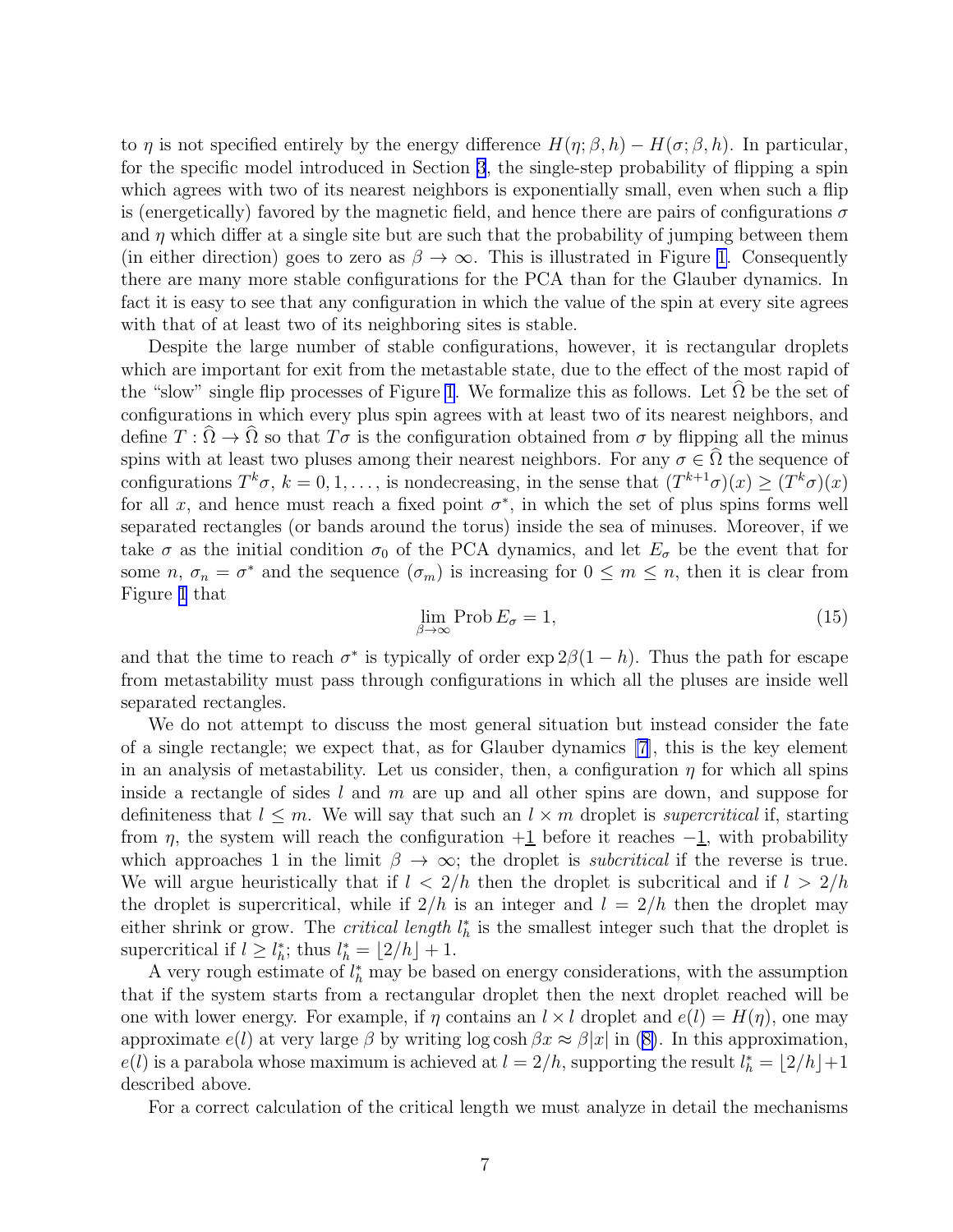to $\eta$ is not specified entirely by the energy difference $H(\eta;\beta,h) - H(\sigma;\beta,h)$. In particular, for the specific model introduced in Section 3, the single-step probability of flipping a spin which agrees with two of its nearest neighbors is exponentially small, even when such a flip is (energetically) favored by the magnetic field, and hence there are pairs of configurations $\sigma$ and $\eta$ which differ at a single site but are such that the probability of jumping between them (in either direction) goes to zero as $\beta \to \infty$. This is illustrated in Figure 1. Consequently there are many more stable configurations for the PCA than for the Glauber dynamics. In fact it is easy to see that any configuration in which the value of the spin at every site agrees with that of at least two of its neighboring sites is stable.

Despite the large number of stable configurations, however, it is rectangular droplets which are important for exit from the metastable state, due to the effect of the most rapid of the "slow" single flip processes of Figure 1. We formalize this as follows. Let $\widehat{\Omega}$ be the set of configurations in which every plus spin agrees with at least two of its nearest neighbors, and define $T : \widehat{\Omega} \to \widehat{\Omega}$ so that $T\sigma$ is the configuration obtained from $\sigma$ by flipping all the minus spins with at least two pluses among their nearest neighbors. For any $\sigma \in \widehat{\Omega}$ the sequence of configurations $T^k\sigma$, $k = 0, 1, \ldots$, is nondecreasing, in the sense that $(T^{k+1}\sigma)(x) \geq (T^k\sigma)(x)$ for all $x$, and hence must reach a fixed point $\sigma^*$, in which the set of plus spins forms well separated rectangles (or bands around the torus) inside the sea of minuses. Moreover, if we take $\sigma$ as the initial condition $\sigma_0$ of the PCA dynamics, and let $E_\sigma$ be the event that for some $n$, $\sigma_n = \sigma^*$ and the sequence $(\sigma_m)$ is increasing for $0 \leq m \leq n$, then it is clear from Figure 1 that

$$\lim_{\beta\to\infty} \operatorname{Prob} E_\sigma = 1, \tag{15}$$

and that the time to reach $\sigma^*$ is typically of order $\exp 2\beta(1-h)$. Thus the path for escape from metastability must pass through configurations in which all the pluses are inside well separated rectangles.

We do not attempt to discuss the most general situation but instead consider the fate of a single rectangle; we expect that, as for Glauber dynamics [7], this is the key element in an analysis of metastability. Let us consider, then, a configuration $\eta$ for which all spins inside a rectangle of sides $l$ and $m$ are up and all other spins are down, and suppose for definiteness that $l \leq m$. We will say that such an $l \times m$ droplet is *supercritical* if, starting from $\eta$, the system will reach the configuration $+\underline{1}$ before it reaches $-\underline{1}$, with probability which approaches 1 in the limit $\beta \to \infty$; the droplet is *subcritical* if the reverse is true. We will argue heuristically that if $l < 2/h$ then the droplet is subcritical and if $l > 2/h$ the droplet is supercritical, while if $2/h$ is an integer and $l = 2/h$ then the droplet may either shrink or grow. The *critical length* $l_h^*$ is the smallest integer such that the droplet is supercritical if $l \geq l_h^*$; thus $l_h^* = \lfloor 2/h \rfloor + 1$.

A very rough estimate of $l_h^*$ may be based on energy considerations, with the assumption that if the system starts from a rectangular droplet then the next droplet reached will be one with lower energy. For example, if $\eta$ contains an $l \times l$ droplet and $e(l) = H(\eta)$, one may approximate $e(l)$ at very large $\beta$ by writing $\log\cosh \beta x \approx \beta|x|$ in (8). In this approximation, $e(l)$ is a parabola whose maximum is achieved at $l = 2/h$, supporting the result $l_h^* = \lfloor 2/h \rfloor + 1$ described above.

For a correct calculation of the critical length we must analyze in detail the mechanisms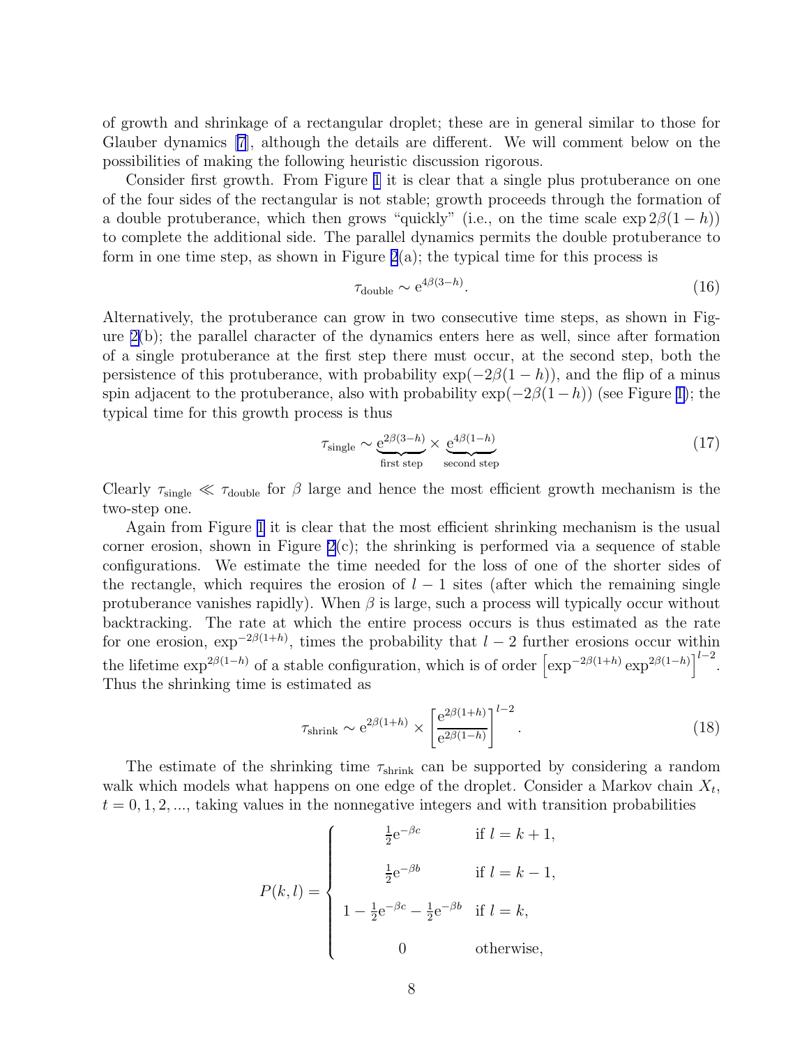of growth and shrinkage of a rectangular droplet; these are in general similar to those for Glauber dynamics [7], although the details are different. We will comment below on the possibilities of making the following heuristic discussion rigorous.

Consider first growth. From Figure 1 it is clear that a single plus protuberance on one of the four sides of the rectangular is not stable; growth proceeds through the formation of a double protuberance, which then grows "quickly" (i.e., on the time scale $\exp 2\beta(1-h)$) to complete the additional side. The parallel dynamics permits the double protuberance to form in one time step, as shown in Figure 2(a); the typical time for this process is

$$\tau_{\text{double}} \sim \mathrm{e}^{4\beta(3-h)}. \tag{16}$$

Alternatively, the protuberance can grow in two consecutive time steps, as shown in Figure 2(b); the parallel character of the dynamics enters here as well, since after formation of a single protuberance at the first step there must occur, at the second step, both the persistence of this protuberance, with probability $\exp(-2\beta(1-h))$, and the flip of a minus spin adjacent to the protuberance, also with probability $\exp(-2\beta(1-h))$ (see Figure 1); the typical time for this growth process is thus

$$\tau_{\text{single}} \sim \underbrace{\mathrm{e}^{2\beta(3-h)}}_{\text{first step}} \times \underbrace{\mathrm{e}^{4\beta(1-h)}}_{\text{second step}} \tag{17}$$

Clearly $\tau_{\text{single}} \ll \tau_{\text{double}}$ for $\beta$ large and hence the most efficient growth mechanism is the two-step one.

Again from Figure 1 it is clear that the most efficient shrinking mechanism is the usual corner erosion, shown in Figure 2(c); the shrinking is performed via a sequence of stable configurations. We estimate the time needed for the loss of one of the shorter sides of the rectangle, which requires the erosion of $l-1$ sites (after which the remaining single protuberance vanishes rapidly). When $\beta$ is large, such a process will typically occur without backtracking. The rate at which the entire process occurs is thus estimated as the rate for one erosion, $\exp^{-2\beta(1+h)}$, times the probability that $l-2$ further erosions occur within the lifetime $\exp^{2\beta(1-h)}$ of a stable configuration, which is of order $\left[\exp^{-2\beta(1+h)}\exp^{2\beta(1-h)}\right]^{l-2}$. Thus the shrinking time is estimated as

$$\tau_{\text{shrink}} \sim \mathrm{e}^{2\beta(1+h)} \times \left[\frac{\mathrm{e}^{2\beta(1+h)}}{\mathrm{e}^{2\beta(1-h)}}\right]^{l-2}. \tag{18}$$

The estimate of the shrinking time $\tau_{\text{shrink}}$ can be supported by considering a random walk which models what happens on one edge of the droplet. Consider a Markov chain $X_t$, $t = 0, 1, 2, \ldots$, taking values in the nonnegative integers and with transition probabilities

$$P(k,l) = \begin{cases} \frac{1}{2}\mathrm{e}^{-\beta c} & \text{if } l = k+1, \\ \frac{1}{2}\mathrm{e}^{-\beta b} & \text{if } l = k-1, \\ 1 - \frac{1}{2}\mathrm{e}^{-\beta c} - \frac{1}{2}\mathrm{e}^{-\beta b} & \text{if } l = k, \\ 0 & \text{otherwise,} \end{cases}$$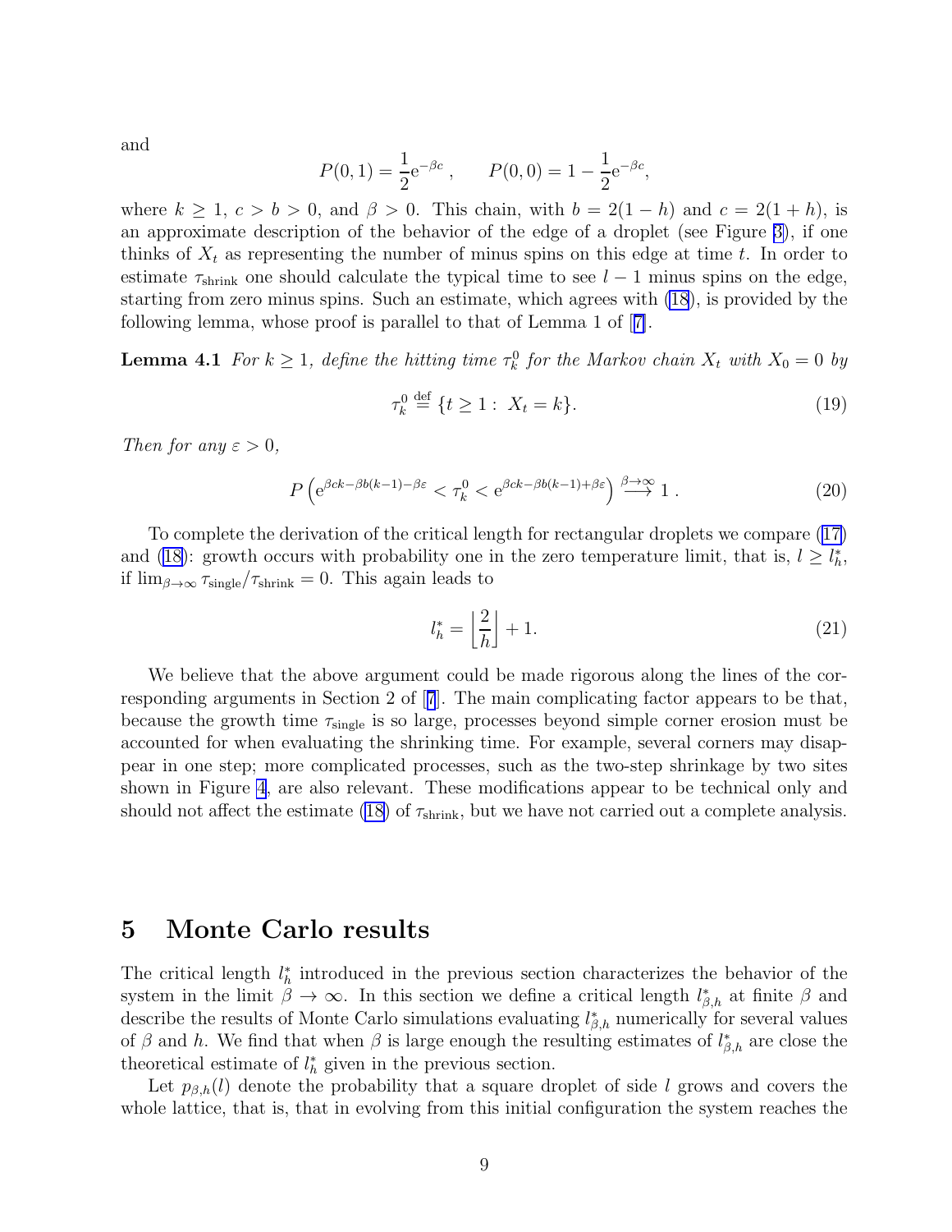and

$$P(0,1) = \frac{1}{2}\mathrm{e}^{-\beta c}\ , \qquad P(0,0) = 1 - \frac{1}{2}\mathrm{e}^{-\beta c},$$

where $k \geq 1$, $c > b > 0$, and $\beta > 0$. This chain, with $b = 2(1-h)$ and $c = 2(1+h)$, is an approximate description of the behavior of the edge of a droplet (see Figure 3), if one thinks of $X_t$ as representing the number of minus spins on this edge at time $t$. In order to estimate $\tau_{\mathrm{shrink}}$ one should calculate the typical time to see $l-1$ minus spins on the edge, starting from zero minus spins. Such an estimate, which agrees with (18), is provided by the following lemma, whose proof is parallel to that of Lemma 1 of [7].

**Lemma 4.1** *For $k \geq 1$, define the hitting time $\tau_k^0$ for the Markov chain $X_t$ with $X_0 = 0$ by*

$$\tau_k^0 \stackrel{\mathrm{def}}{=} \{t \geq 1 : \ X_t = k\}. \tag{19}$$

*Then for any $\varepsilon > 0$,*

$$P\left(\mathrm{e}^{\beta ck - \beta b(k-1) - \beta\varepsilon} < \tau_k^0 < \mathrm{e}^{\beta ck - \beta b(k-1) + \beta\varepsilon}\right) \stackrel{\beta\to\infty}{\longrightarrow} 1\ . \tag{20}$$

To complete the derivation of the critical length for rectangular droplets we compare (17) and (18): growth occurs with probability one in the zero temperature limit, that is, $l \geq l_h^*$, if $\lim_{\beta\to\infty} \tau_{\mathrm{single}}/\tau_{\mathrm{shrink}} = 0$. This again leads to

$$l_h^* = \left\lfloor \frac{2}{h} \right\rfloor + 1. \tag{21}$$

We believe that the above argument could be made rigorous along the lines of the corresponding arguments in Section 2 of [7]. The main complicating factor appears to be that, because the growth time $\tau_{\mathrm{single}}$ is so large, processes beyond simple corner erosion must be accounted for when evaluating the shrinking time. For example, several corners may disappear in one step; more complicated processes, such as the two-step shrinkage by two sites shown in Figure 4, are also relevant. These modifications appear to be technical only and should not affect the estimate (18) of $\tau_{\mathrm{shrink}}$, but we have not carried out a complete analysis.

# 5 Monte Carlo results

The critical length $l_h^*$ introduced in the previous section characterizes the behavior of the system in the limit $\beta \to \infty$. In this section we define a critical length $l_{\beta,h}^*$ at finite $\beta$ and describe the results of Monte Carlo simulations evaluating $l_{\beta,h}^*$ numerically for several values of $\beta$ and $h$. We find that when $\beta$ is large enough the resulting estimates of $l_{\beta,h}^*$ are close the theoretical estimate of $l_h^*$ given in the previous section.

Let $p_{\beta,h}(l)$ denote the probability that a square droplet of side $l$ grows and covers the whole lattice, that is, that in evolving from this initial configuration the system reaches the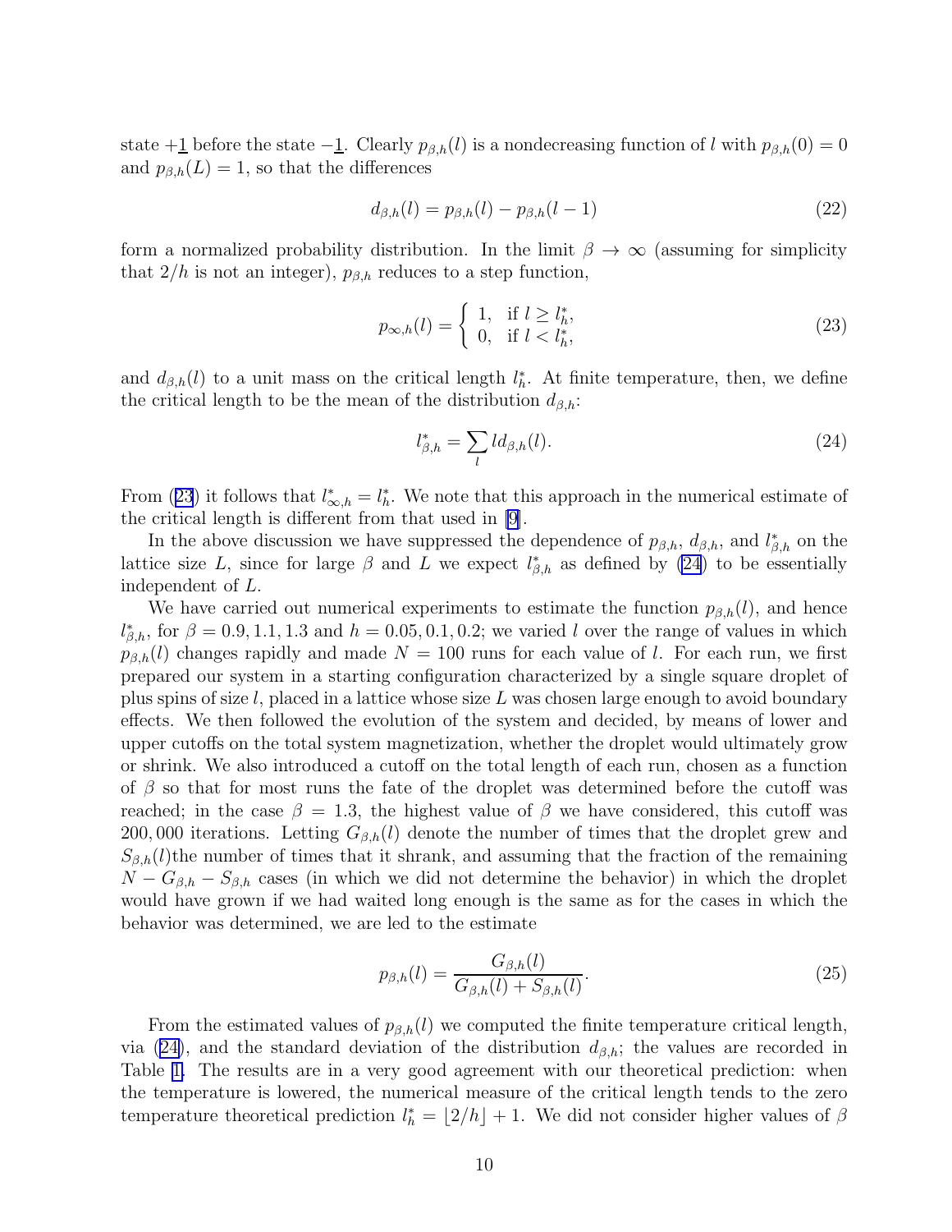state $+\underline{1}$ before the state $-\underline{1}$. Clearly $p_{\beta,h}(l)$ is a nondecreasing function of $l$ with $p_{\beta,h}(0) = 0$ and $p_{\beta,h}(L) = 1$, so that the differences

$$d_{\beta,h}(l) = p_{\beta,h}(l) - p_{\beta,h}(l-1) \tag{22}$$

form a normalized probability distribution. In the limit $\beta \to \infty$ (assuming for simplicity that $2/h$ is not an integer), $p_{\beta,h}$ reduces to a step function,

$$p_{\infty,h}(l) = \begin{cases} 1, & \text{if } l \geq l_h^*, \\ 0, & \text{if } l < l_h^*, \end{cases} \tag{23}$$

and $d_{\beta,h}(l)$ to a unit mass on the critical length $l_h^*$. At finite temperature, then, we define the critical length to be the mean of the distribution $d_{\beta,h}$:

$$l_{\beta,h}^* = \sum_l l d_{\beta,h}(l). \tag{24}$$

From (23) it follows that $l_{\infty,h}^* = l_h^*$. We note that this approach in the numerical estimate of the critical length is different from that used in [9].

In the above discussion we have suppressed the dependence of $p_{\beta,h}$, $d_{\beta,h}$, and $l_{\beta,h}^*$ on the lattice size $L$, since for large $\beta$ and $L$ we expect $l_{\beta,h}^*$ as defined by (24) to be essentially independent of $L$.

We have carried out numerical experiments to estimate the function $p_{\beta,h}(l)$, and hence $l_{\beta,h}^*$, for $\beta = 0.9, 1.1, 1.3$ and $h = 0.05, 0.1, 0.2$; we varied $l$ over the range of values in which $p_{\beta,h}(l)$ changes rapidly and made $N = 100$ runs for each value of $l$. For each run, we first prepared our system in a starting configuration characterized by a single square droplet of plus spins of size $l$, placed in a lattice whose size $L$ was chosen large enough to avoid boundary effects. We then followed the evolution of the system and decided, by means of lower and upper cutoffs on the total system magnetization, whether the droplet would ultimately grow or shrink. We also introduced a cutoff on the total length of each run, chosen as a function of $\beta$ so that for most runs the fate of the droplet was determined before the cutoff was reached; in the case $\beta = 1.3$, the highest value of $\beta$ we have considered, this cutoff was 200,000 iterations. Letting $G_{\beta,h}(l)$ denote the number of times that the droplet grew and $S_{\beta,h}(l)$the number of times that it shrank, and assuming that the fraction of the remaining $N - G_{\beta,h} - S_{\beta,h}$ cases (in which we did not determine the behavior) in which the droplet would have grown if we had waited long enough is the same as for the cases in which the behavior was determined, we are led to the estimate

$$p_{\beta,h}(l) = \frac{G_{\beta,h}(l)}{G_{\beta,h}(l) + S_{\beta,h}(l)}. \tag{25}$$

From the estimated values of $p_{\beta,h}(l)$ we computed the finite temperature critical length, via (24), and the standard deviation of the distribution $d_{\beta,h}$; the values are recorded in Table 1. The results are in a very good agreement with our theoretical prediction: when the temperature is lowered, the numerical measure of the critical length tends to the zero temperature theoretical prediction $l_h^* = \lfloor 2/h \rfloor + 1$. We did not consider higher values of $\beta$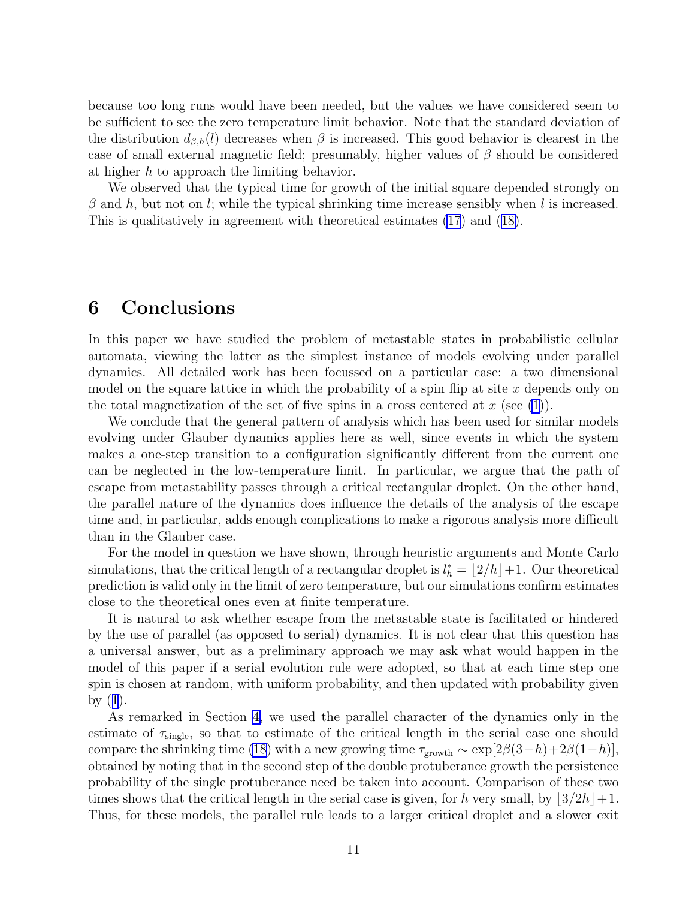because too long runs would have been needed, but the values we have considered seem to be sufficient to see the zero temperature limit behavior. Note that the standard deviation of the distribution $d_{\beta,h}(l)$ decreases when $\beta$ is increased. This good behavior is clearest in the case of small external magnetic field; presumably, higher values of $\beta$ should be considered at higher $h$ to approach the limiting behavior.

We observed that the typical time for growth of the initial square depended strongly on $\beta$ and $h$, but not on $l$; while the typical shrinking time increase sensibly when $l$ is increased. This is qualitatively in agreement with theoretical estimates (17) and (18).

## 6 Conclusions

In this paper we have studied the problem of metastable states in probabilistic cellular automata, viewing the latter as the simplest instance of models evolving under parallel dynamics. All detailed work has been focussed on a particular case: a two dimensional model on the square lattice in which the probability of a spin flip at site $x$ depends only on the total magnetization of the set of five spins in a cross centered at $x$ (see (1)).

We conclude that the general pattern of analysis which has been used for similar models evolving under Glauber dynamics applies here as well, since events in which the system makes a one-step transition to a configuration significantly different from the current one can be neglected in the low-temperature limit. In particular, we argue that the path of escape from metastability passes through a critical rectangular droplet. On the other hand, the parallel nature of the dynamics does influence the details of the analysis of the escape time and, in particular, adds enough complications to make a rigorous analysis more difficult than in the Glauber case.

For the model in question we have shown, through heuristic arguments and Monte Carlo simulations, that the critical length of a rectangular droplet is $l_h^* = \lfloor 2/h \rfloor + 1$. Our theoretical prediction is valid only in the limit of zero temperature, but our simulations confirm estimates close to the theoretical ones even at finite temperature.

It is natural to ask whether escape from the metastable state is facilitated or hindered by the use of parallel (as opposed to serial) dynamics. It is not clear that this question has a universal answer, but as a preliminary approach we may ask what would happen in the model of this paper if a serial evolution rule were adopted, so that at each time step one spin is chosen at random, with uniform probability, and then updated with probability given by (1).

As remarked in Section 4, we used the parallel character of the dynamics only in the estimate of $\tau_{\text{single}}$, so that to estimate of the critical length in the serial case one should compare the shrinking time (18) with a new growing time $\tau_{\text{growth}} \sim \exp[2\beta(3-h)+2\beta(1-h)]$, obtained by noting that in the second step of the double protuberance growth the persistence probability of the single protuberance need be taken into account. Comparison of these two times shows that the critical length in the serial case is given, for $h$ very small, by $\lfloor 3/2h \rfloor + 1$. Thus, for these models, the parallel rule leads to a larger critical droplet and a slower exit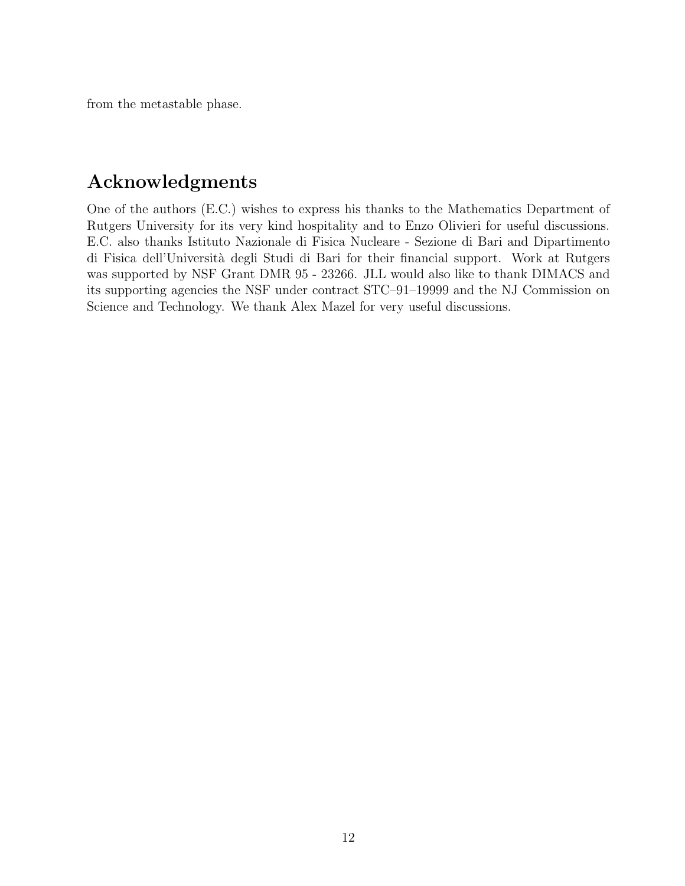from the metastable phase.

## Acknowledgments

One of the authors (E.C.) wishes to express his thanks to the Mathematics Department of Rutgers University for its very kind hospitality and to Enzo Olivieri for useful discussions. E.C. also thanks Istituto Nazionale di Fisica Nucleare - Sezione di Bari and Dipartimento di Fisica dell'Università degli Studi di Bari for their financial support. Work at Rutgers was supported by NSF Grant DMR 95 - 23266. JLL would also like to thank DIMACS and its supporting agencies the NSF under contract STC–91–19999 and the NJ Commission on Science and Technology. We thank Alex Mazel for very useful discussions.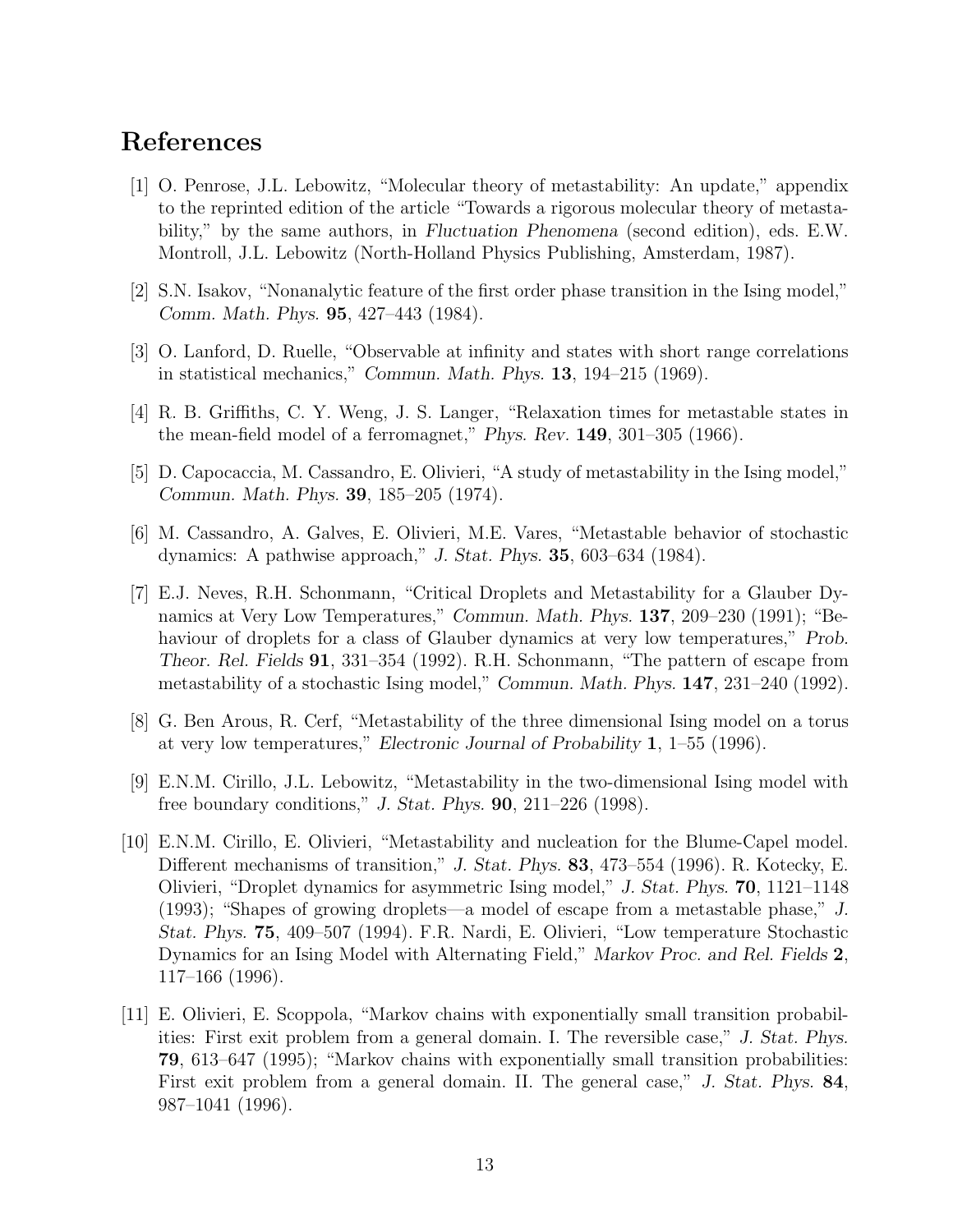## References

[1] O. Penrose, J.L. Lebowitz, "Molecular theory of metastability: An update," appendix to the reprinted edition of the article "Towards a rigorous molecular theory of metastability," by the same authors, in *Fluctuation Phenomena* (second edition), eds. E.W. Montroll, J.L. Lebowitz (North-Holland Physics Publishing, Amsterdam, 1987).

[2] S.N. Isakov, "Nonanalytic feature of the first order phase transition in the Ising model," *Comm. Math. Phys.* **95**, 427–443 (1984).

[3] O. Lanford, D. Ruelle, "Observable at infinity and states with short range correlations in statistical mechanics," *Commun. Math. Phys.* **13**, 194–215 (1969).

[4] R. B. Griffiths, C. Y. Weng, J. S. Langer, "Relaxation times for metastable states in the mean-field model of a ferromagnet," *Phys. Rev.* **149**, 301–305 (1966).

[5] D. Capocaccia, M. Cassandro, E. Olivieri, "A study of metastability in the Ising model," *Commun. Math. Phys.* **39**, 185–205 (1974).

[6] M. Cassandro, A. Galves, E. Olivieri, M.E. Vares, "Metastable behavior of stochastic dynamics: A pathwise approach," *J. Stat. Phys.* **35**, 603–634 (1984).

[7] E.J. Neves, R.H. Schonmann, "Critical Droplets and Metastability for a Glauber Dynamics at Very Low Temperatures," *Commun. Math. Phys.* **137**, 209–230 (1991); "Behaviour of droplets for a class of Glauber dynamics at very low temperatures," *Prob. Theor. Rel. Fields* **91**, 331–354 (1992). R.H. Schonmann, "The pattern of escape from metastability of a stochastic Ising model," *Commun. Math. Phys.* **147**, 231–240 (1992).

[8] G. Ben Arous, R. Cerf, "Metastability of the three dimensional Ising model on a torus at very low temperatures," *Electronic Journal of Probability* **1**, 1–55 (1996).

[9] E.N.M. Cirillo, J.L. Lebowitz, "Metastability in the two-dimensional Ising model with free boundary conditions," *J. Stat. Phys.* **90**, 211–226 (1998).

[10] E.N.M. Cirillo, E. Olivieri, "Metastability and nucleation for the Blume-Capel model. Different mechanisms of transition," *J. Stat. Phys.* **83**, 473–554 (1996). R. Kotecky, E. Olivieri, "Droplet dynamics for asymmetric Ising model," *J. Stat. Phys.* **70**, 1121–1148 (1993); "Shapes of growing droplets—a model of escape from a metastable phase," *J. Stat. Phys.* **75**, 409–507 (1994). F.R. Nardi, E. Olivieri, "Low temperature Stochastic Dynamics for an Ising Model with Alternating Field," *Markov Proc. and Rel. Fields* **2**, 117–166 (1996).

[11] E. Olivieri, E. Scoppola, "Markov chains with exponentially small transition probabilities: First exit problem from a general domain. I. The reversible case," *J. Stat. Phys.* **79**, 613–647 (1995); "Markov chains with exponentially small transition probabilities: First exit problem from a general domain. II. The general case," *J. Stat. Phys.* **84**, 987–1041 (1996).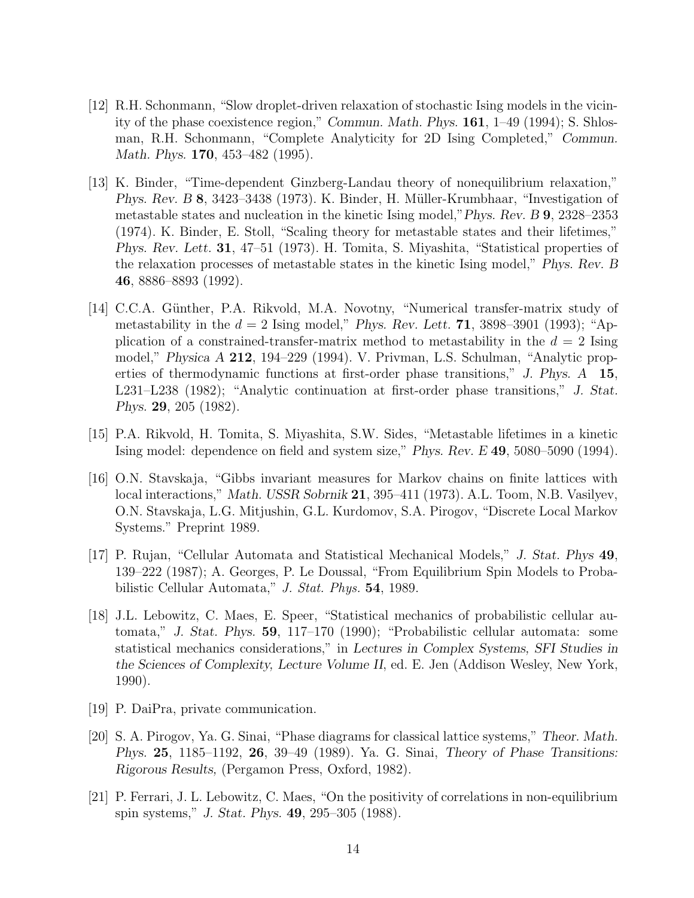[12] R.H. Schonmann, "Slow droplet-driven relaxation of stochastic Ising models in the vicinity of the phase coexistence region," *Commun. Math. Phys.* **161**, 1–49 (1994); S. Shlosman, R.H. Schonmann, "Complete Analyticity for 2D Ising Completed," *Commun. Math. Phys.* **170**, 453–482 (1995).

[13] K. Binder, "Time-dependent Ginzberg-Landau theory of nonequilibrium relaxation," *Phys. Rev. B* **8**, 3423–3438 (1973). K. Binder, H. Müller-Krumbhaar, "Investigation of metastable states and nucleation in the kinetic Ising model," *Phys. Rev. B* **9**, 2328–2353 (1974). K. Binder, E. Stoll, "Scaling theory for metastable states and their lifetimes," *Phys. Rev. Lett.* **31**, 47–51 (1973). H. Tomita, S. Miyashita, "Statistical properties of the relaxation processes of metastable states in the kinetic Ising model," *Phys. Rev. B* **46**, 8886–8893 (1992).

[14] C.C.A. Günther, P.A. Rikvold, M.A. Novotny, "Numerical transfer-matrix study of metastability in the $d = 2$ Ising model," *Phys. Rev. Lett.* **71**, 3898–3901 (1993); "Application of a constrained-transfer-matrix method to metastability in the $d = 2$ Ising model," *Physica A* **212**, 194–229 (1994). V. Privman, L.S. Schulman, "Analytic properties of thermodynamic functions at first-order phase transitions," *J. Phys. A* **15**, L231–L238 (1982); "Analytic continuation at first-order phase transitions," *J. Stat. Phys.* **29**, 205 (1982).

[15] P.A. Rikvold, H. Tomita, S. Miyashita, S.W. Sides, "Metastable lifetimes in a kinetic Ising model: dependence on field and system size," *Phys. Rev. E* **49**, 5080–5090 (1994).

[16] O.N. Stavskaja, "Gibbs invariant measures for Markov chains on finite lattices with local interactions," *Math. USSR Sobrnik* **21**, 395–411 (1973). A.L. Toom, N.B. Vasilyev, O.N. Stavskaja, L.G. Mitjushin, G.L. Kurdomov, S.A. Pirogov, "Discrete Local Markov Systems." Preprint 1989.

[17] P. Rujan, "Cellular Automata and Statistical Mechanical Models," *J. Stat. Phys* **49**, 139–222 (1987); A. Georges, P. Le Doussal, "From Equilibrium Spin Models to Probabilistic Cellular Automata," *J. Stat. Phys.* **54**, 1989.

[18] J.L. Lebowitz, C. Maes, E. Speer, "Statistical mechanics of probabilistic cellular automata," *J. Stat. Phys.* **59**, 117–170 (1990); "Probabilistic cellular automata: some statistical mechanics considerations," in *Lectures in Complex Systems, SFI Studies in the Sciences of Complexity, Lecture Volume II*, ed. E. Jen (Addison Wesley, New York, 1990).

[19] P. DaiPra, private communication.

[20] S. A. Pirogov, Ya. G. Sinai, "Phase diagrams for classical lattice systems," *Theor. Math. Phys.* **25**, 1185–1192, **26**, 39–49 (1989). Ya. G. Sinai, *Theory of Phase Transitions: Rigorous Results,* (Pergamon Press, Oxford, 1982).

[21] P. Ferrari, J. L. Lebowitz, C. Maes, "On the positivity of correlations in non-equilibrium spin systems," *J. Stat. Phys.* **49**, 295–305 (1988).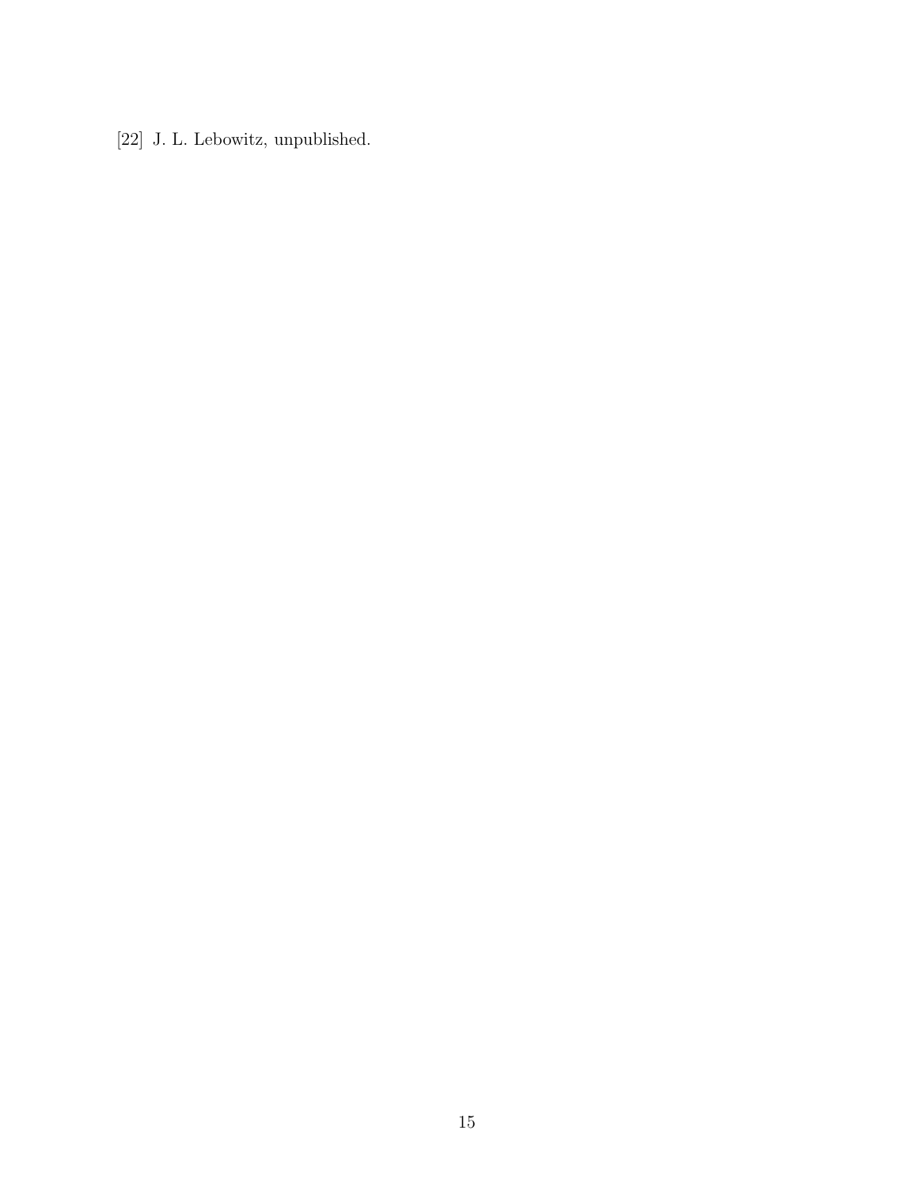[22] J. L. Lebowitz, unpublished.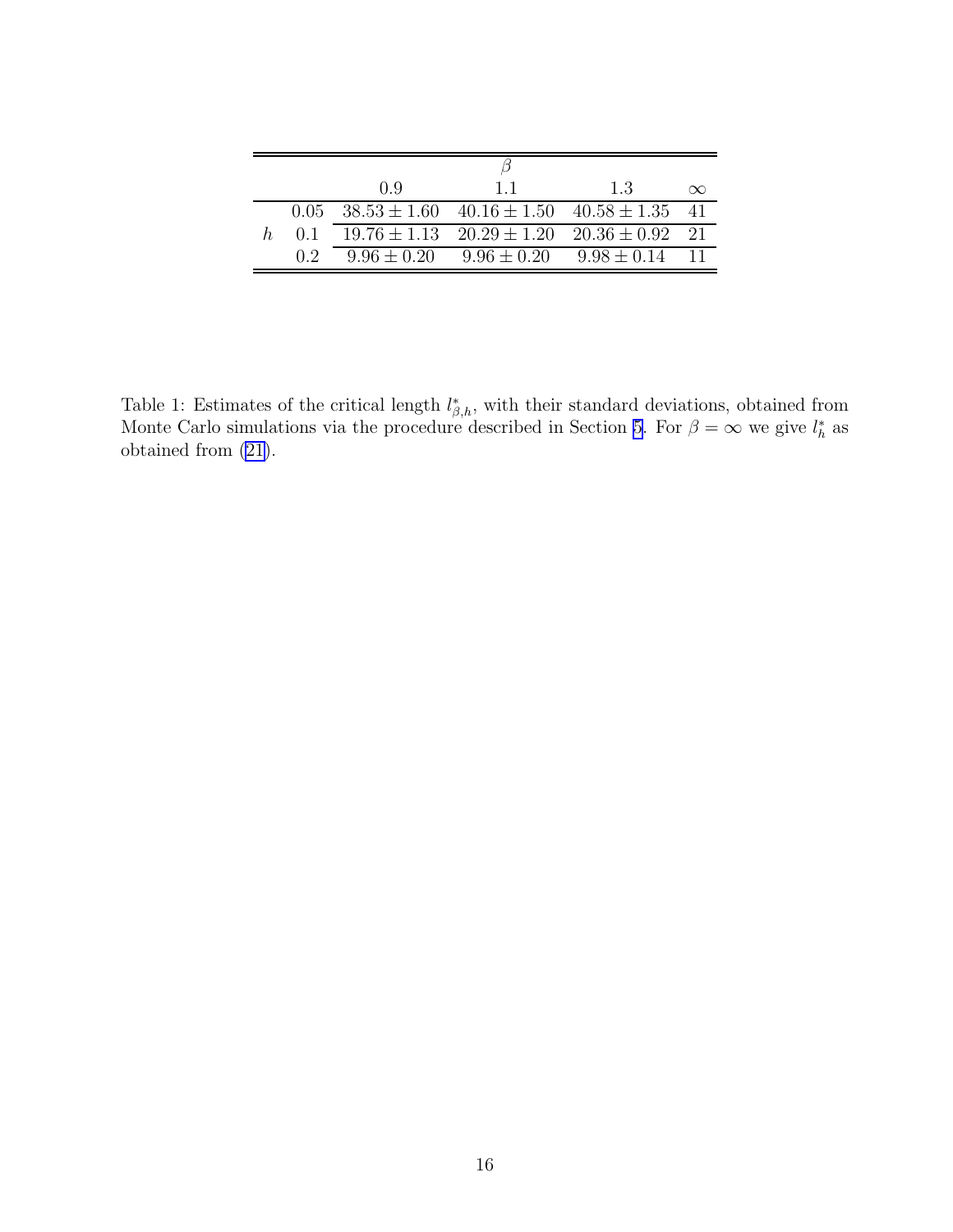| | | $\beta$ | | | |
|---|---|---|---|---|---|
| | | 0.9 | 1.1 | 1.3 | $\infty$ |
| $h$ | 0.05 | $38.53 \pm 1.60$ | $40.16 \pm 1.50$ | $40.58 \pm 1.35$ | 41 |
| | 0.1 | $19.76 \pm 1.13$ | $20.29 \pm 1.20$ | $20.36 \pm 0.92$ | 21 |
| | 0.2 | $9.96 \pm 0.20$ | $9.96 \pm 0.20$ | $9.98 \pm 0.14$ | 11 |

Table 1: Estimates of the critical length $l^*_{\beta,h}$, with their standard deviations, obtained from Monte Carlo simulations via the procedure described in Section 5. For $\beta = \infty$ we give $l^*_h$ as obtained from (21).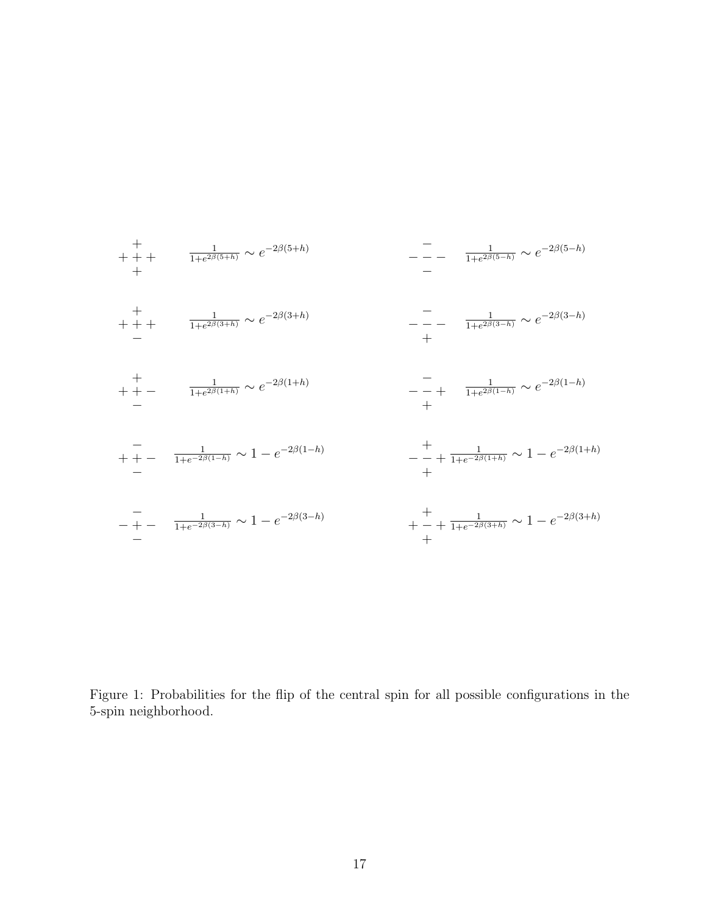$$
\begin{array}{c} + \\ + + + \\ + \end{array} \quad \frac{1}{1+e^{2\beta(5+h)}} \sim e^{-2\beta(5+h)} \qquad \qquad \begin{array}{c} - \\ - - - \\ - \end{array} \quad \frac{1}{1+e^{2\beta(5-h)}} \sim e^{-2\beta(5-h)}
$$

$$
\begin{array}{c} + \\ + + + \\ - \end{array} \quad \frac{1}{1+e^{2\beta(3+h)}} \sim e^{-2\beta(3+h)} \qquad \qquad \begin{array}{c} - \\ - - - \\ + \end{array} \quad \frac{1}{1+e^{2\beta(3-h)}} \sim e^{-2\beta(3-h)}
$$

$$
\begin{array}{c} + \\ + + - \\ - \end{array} \quad \frac{1}{1+e^{2\beta(1+h)}} \sim e^{-2\beta(1+h)} \qquad \qquad \begin{array}{c} - \\ - - + \\ + \end{array} \quad \frac{1}{1+e^{2\beta(1-h)}} \sim e^{-2\beta(1-h)}
$$

$$
\begin{array}{c} - \\ + + - \\ - \end{array} \quad \frac{1}{1+e^{-2\beta(1-h)}} \sim 1-e^{-2\beta(1-h)} \qquad \qquad \begin{array}{c} + \\ - - + \\ + \end{array} \quad \frac{1}{1+e^{-2\beta(1+h)}} \sim 1-e^{-2\beta(1+h)}
$$

$$
\begin{array}{c} - \\ - + - \\ - \end{array} \quad \frac{1}{1+e^{-2\beta(3-h)}} \sim 1-e^{-2\beta(3-h)} \qquad \qquad \begin{array}{c} + \\ + - + \\ + \end{array} \quad \frac{1}{1+e^{-2\beta(3+h)}} \sim 1-e^{-2\beta(3+h)}
$$

Figure 1: Probabilities for the flip of the central spin for all possible configurations in the 5-spin neighborhood.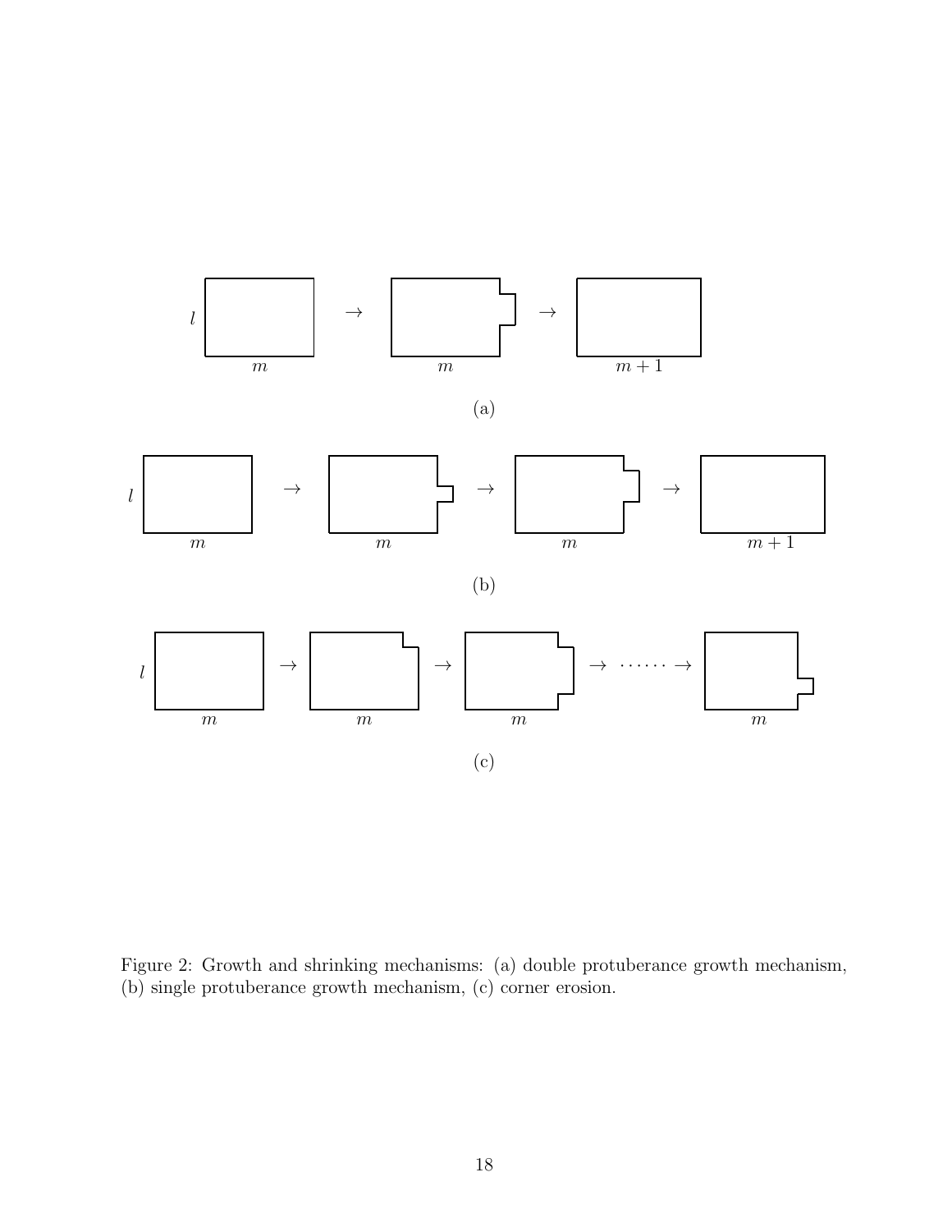Figure 2: Growth and shrinking mechanisms: (a) double protuberance growth mechanism, (b) single protuberance growth mechanism, (c) corner erosion.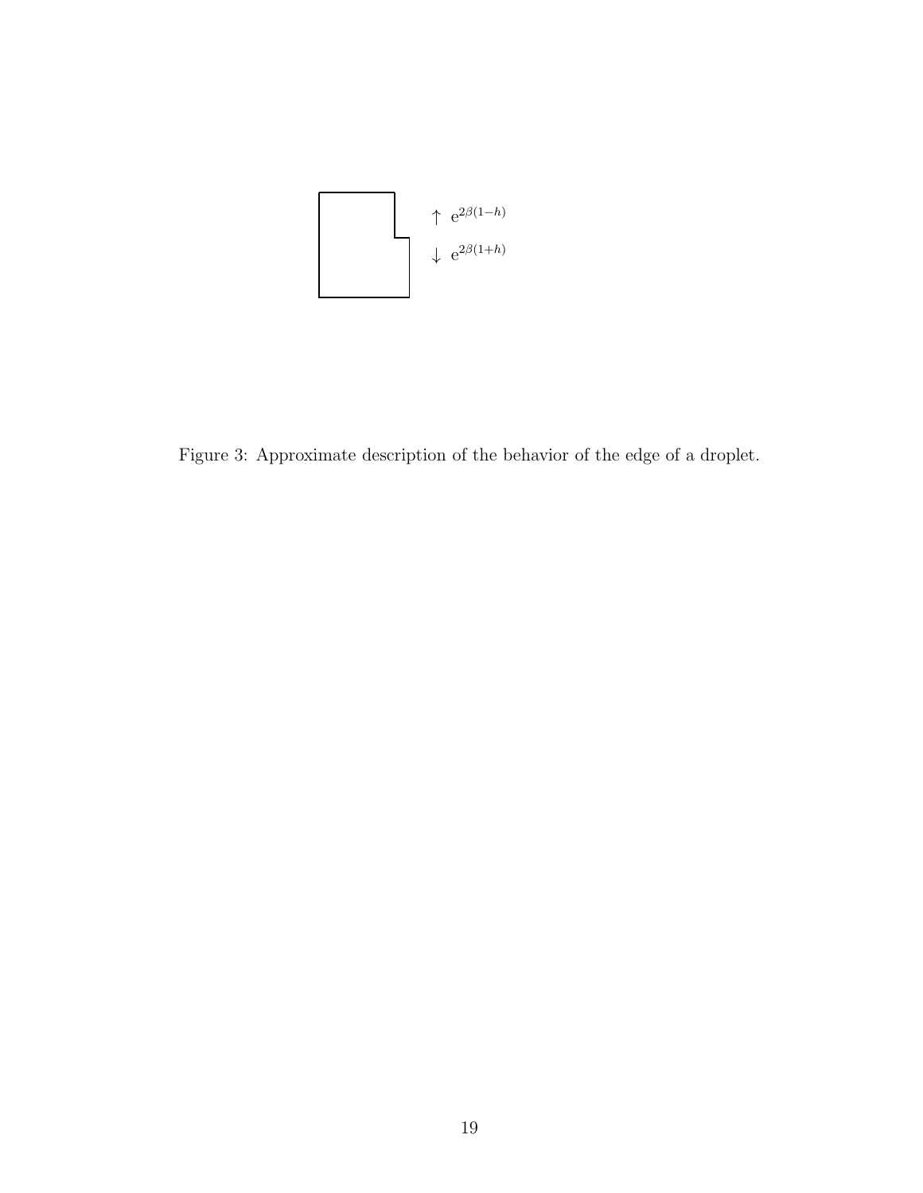$\uparrow$ $e^{2\beta(1-h)}$

$\downarrow$ $e^{2\beta(1+h)}$

Figure 3: Approximate description of the behavior of the edge of a droplet.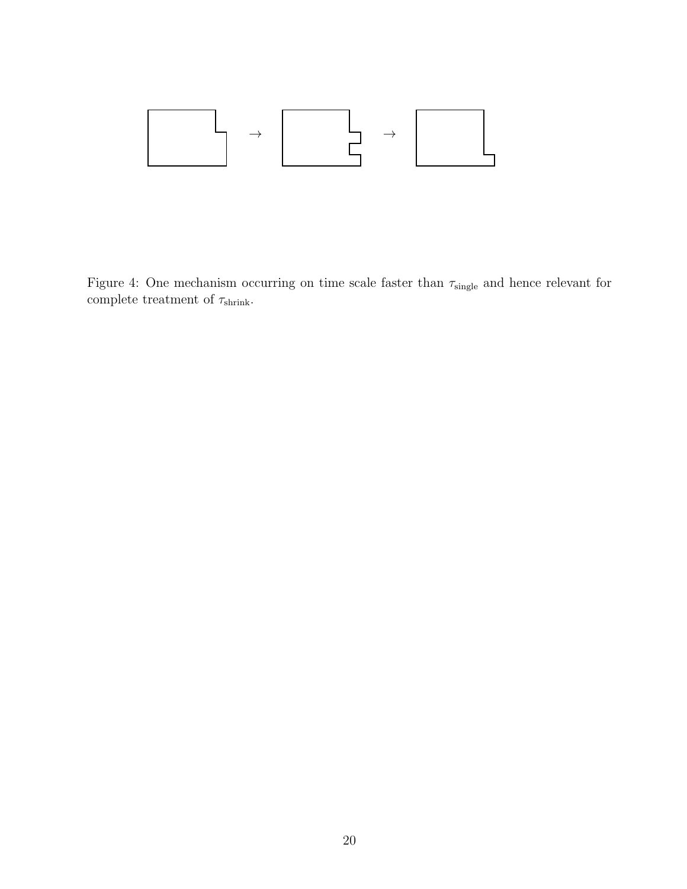Figure 4: One mechanism occurring on time scale faster than $\tau_{\text{single}}$ and hence relevant for complete treatment of $\tau_{\text{shrink}}$.